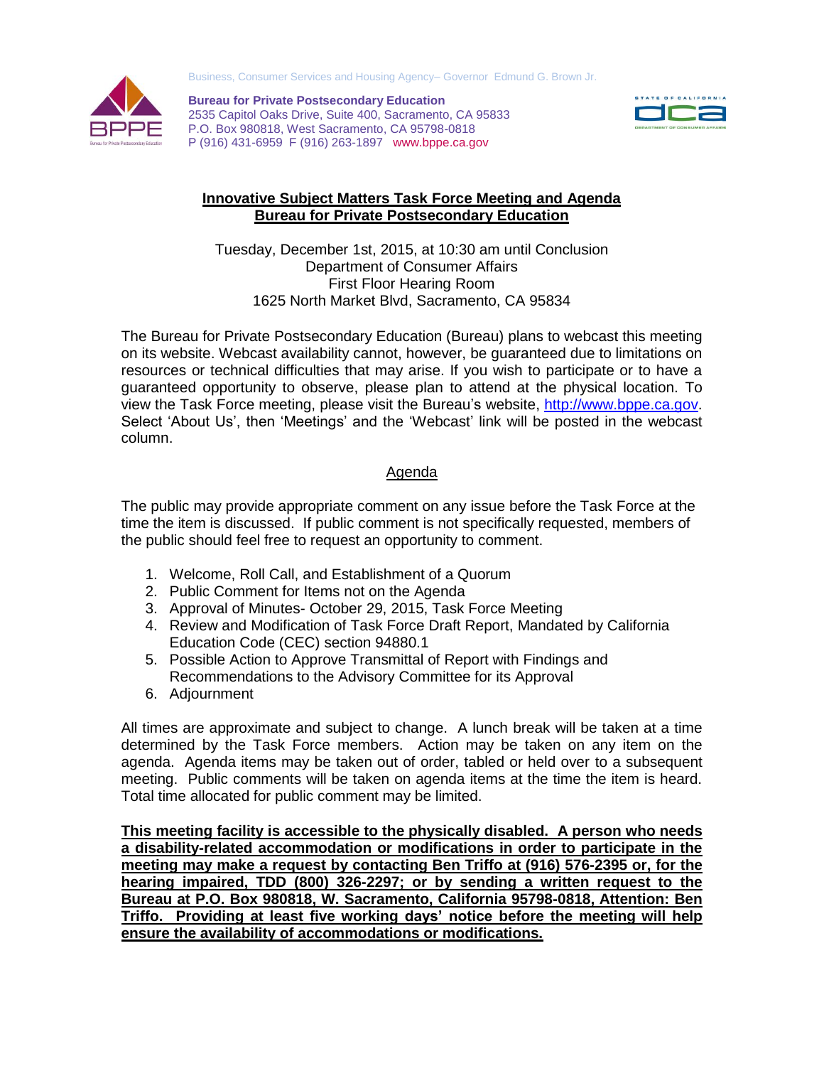Business, Consumer Services and Housing Agency– Governor Edmund G. Brown Jr.

**Bureau for Private Postsecondary Education**
2535 Capitol Oaks Drive, Suite 400, Sacramento, CA 95833
P.O. Box 980818, West Sacramento, CA 95798-0818
P (916) 431-6959 F (916) 263-1897 www.bppe.ca.gov

# Innovative Subject Matters Task Force Meeting and Agenda
# Bureau for Private Postsecondary Education

Tuesday, December 1st, 2015, at 10:30 am until Conclusion
Department of Consumer Affairs
First Floor Hearing Room
1625 North Market Blvd, Sacramento, CA 95834

The Bureau for Private Postsecondary Education (Bureau) plans to webcast this meeting on its website. Webcast availability cannot, however, be guaranteed due to limitations on resources or technical difficulties that may arise. If you wish to participate or to have a guaranteed opportunity to observe, please plan to attend at the physical location. To view the Task Force meeting, please visit the Bureau's website, http://www.bppe.ca.gov. Select 'About Us', then 'Meetings' and the 'Webcast' link will be posted in the webcast column.

## Agenda

The public may provide appropriate comment on any issue before the Task Force at the time the item is discussed. If public comment is not specifically requested, members of the public should feel free to request an opportunity to comment.

1. Welcome, Roll Call, and Establishment of a Quorum
2. Public Comment for Items not on the Agenda
3. Approval of Minutes- October 29, 2015, Task Force Meeting
4. Review and Modification of Task Force Draft Report, Mandated by California Education Code (CEC) section 94880.1
5. Possible Action to Approve Transmittal of Report with Findings and Recommendations to the Advisory Committee for its Approval
6. Adjournment

All times are approximate and subject to change. A lunch break will be taken at a time determined by the Task Force members. Action may be taken on any item on the agenda. Agenda items may be taken out of order, tabled or held over to a subsequent meeting. Public comments will be taken on agenda items at the time the item is heard. Total time allocated for public comment may be limited.

**This meeting facility is accessible to the physically disabled. A person who needs a disability-related accommodation or modifications in order to participate in the meeting may make a request by contacting Ben Triffo at (916) 576-2395 or, for the hearing impaired, TDD (800) 326-2297; or by sending a written request to the Bureau at P.O. Box 980818, W. Sacramento, California 95798-0818, Attention: Ben Triffo. Providing at least five working days' notice before the meeting will help ensure the availability of accommodations or modifications.**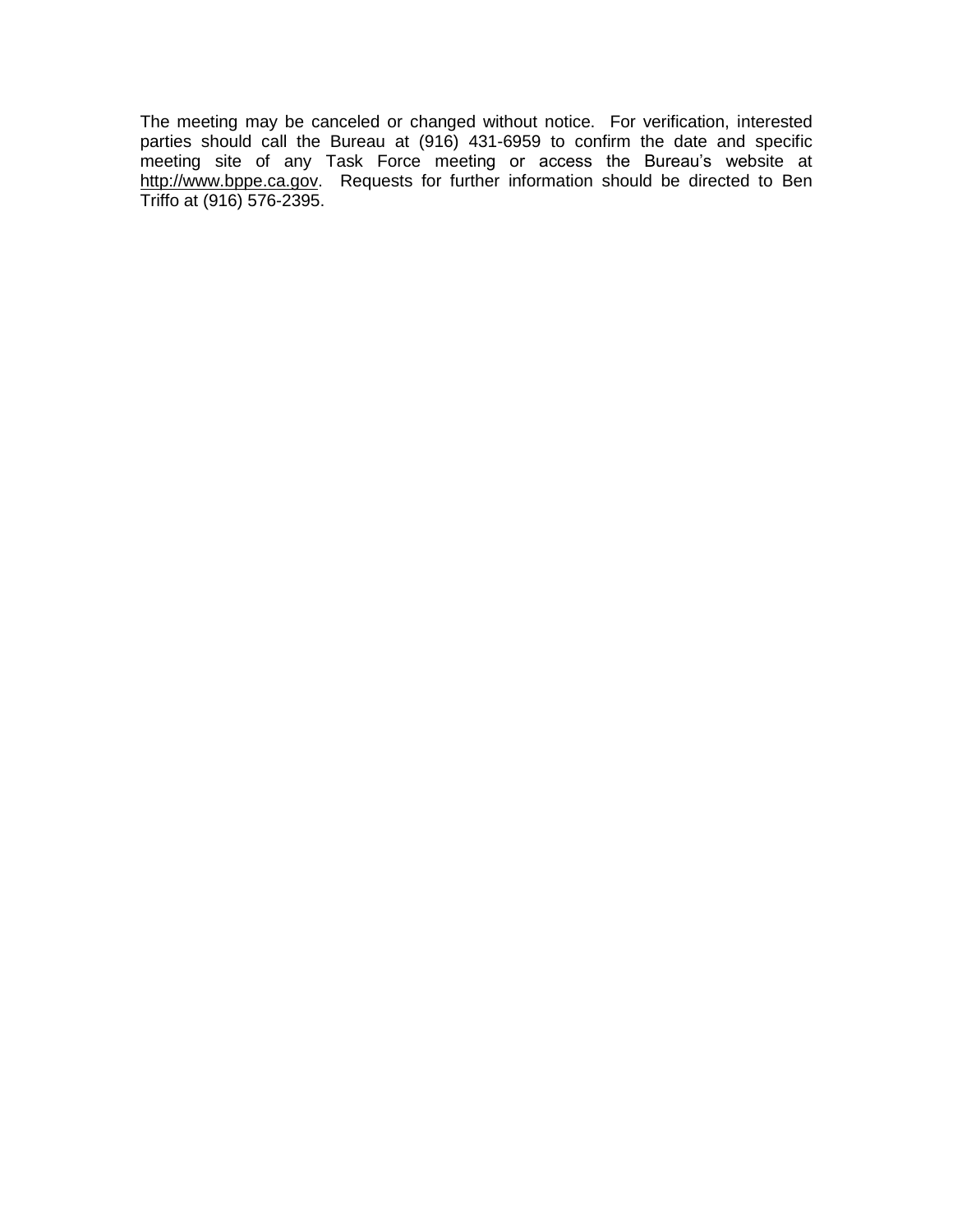The meeting may be canceled or changed without notice. For verification, interested parties should call the Bureau at (916) 431-6959 to confirm the date and specific meeting site of any Task Force meeting or access the Bureau's website at http://www.bppe.ca.gov. Requests for further information should be directed to Ben Triffo at (916) 576-2395.